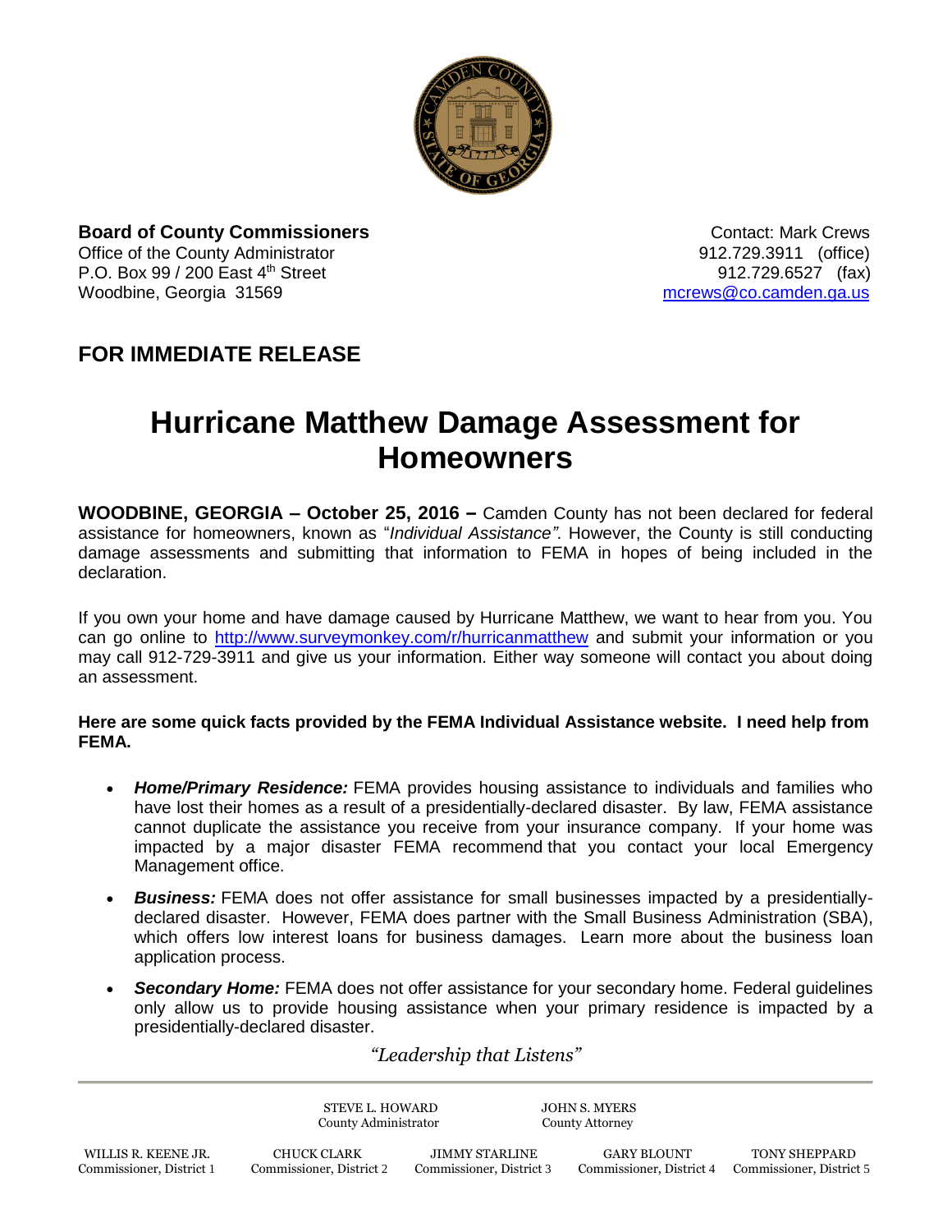**Board of County Commissioners**
Office of the County Administrator
P.O. Box 99 / 200 East 4th Street
Woodbine, Georgia 31569

Contact: Mark Crews
912.729.3911 (office)
912.729.6527 (fax)
mcrews@co.camden.ga.us

## FOR IMMEDIATE RELEASE

# Hurricane Matthew Damage Assessment for Homeowners

**WOODBINE, GEORGIA – October 25, 2016 –** Camden County has not been declared for federal assistance for homeowners, known as "*Individual Assistance"*. However, the County is still conducting damage assessments and submitting that information to FEMA in hopes of being included in the declaration.

If you own your home and have damage caused by Hurricane Matthew, we want to hear from you. You can go online to http://www.surveymonkey.com/r/hurricanmatthew and submit your information or you may call 912-729-3911 and give us your information. Either way someone will contact you about doing an assessment.

**Here are some quick facts provided by the FEMA Individual Assistance website. I need help from FEMA.**

- ***Home/Primary Residence:*** FEMA provides housing assistance to individuals and families who have lost their homes as a result of a presidentially-declared disaster. By law, FEMA assistance cannot duplicate the assistance you receive from your insurance company. If your home was impacted by a major disaster FEMA recommend that you contact your local Emergency Management office.
- ***Business:*** FEMA does not offer assistance for small businesses impacted by a presidentially-declared disaster. However, FEMA does partner with the Small Business Administration (SBA), which offers low interest loans for business damages. Learn more about the business loan application process.
- ***Secondary Home:*** FEMA does not offer assistance for your secondary home. Federal guidelines only allow us to provide housing assistance when your primary residence is impacted by a presidentially-declared disaster.

*"Leadership that Listens"*

STEVE L. HOWARD, County Administrator
JOHN S. MYERS, County Attorney

WILLIS R. KEENE JR., Commissioner, District 1
CHUCK CLARK, Commissioner, District 2
JIMMY STARLINE, Commissioner, District 3
GARY BLOUNT, Commissioner, District 4
TONY SHEPPARD, Commissioner, District 5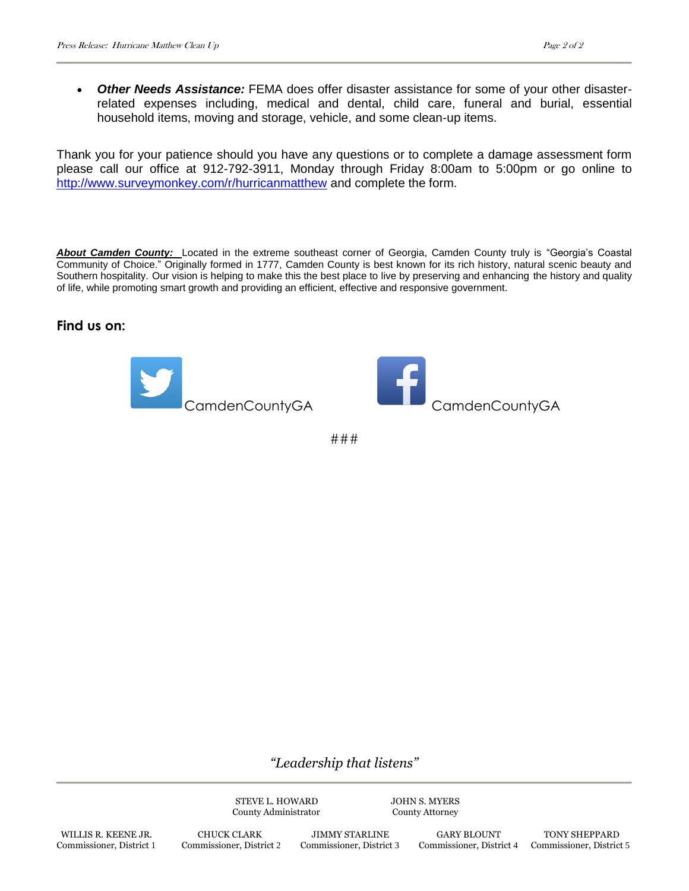- ***Other Needs Assistance:*** FEMA does offer disaster assistance for some of your other disaster-related expenses including, medical and dental, child care, funeral and burial, essential household items, moving and storage, vehicle, and some clean-up items.

Thank you for your patience should you have any questions or to complete a damage assessment form please call our office at 912-792-3911, Monday through Friday 8:00am to 5:00pm or go online to http://www.surveymonkey.com/r/hurricanmatthew and complete the form.

***About Camden County:*** Located in the extreme southeast corner of Georgia, Camden County truly is "Georgia's Coastal Community of Choice." Originally formed in 1777, Camden County is best known for its rich history, natural scenic beauty and Southern hospitality. Our vision is helping to make this the best place to live by preserving and enhancing the history and quality of life, while promoting smart growth and providing an efficient, effective and responsive government.

**Find us on:**

CamdenCountyGA    CamdenCountyGA

###

*"Leadership that listens"*

STEVE L. HOWARD
County Administrator

JOHN S. MYERS
County Attorney

WILLIS R. KEENE JR.
Commissioner, District 1

CHUCK CLARK
Commissioner, District 2

JIMMY STARLINE
Commissioner, District 3

GARY BLOUNT
Commissioner, District 4

TONY SHEPPARD
Commissioner, District 5